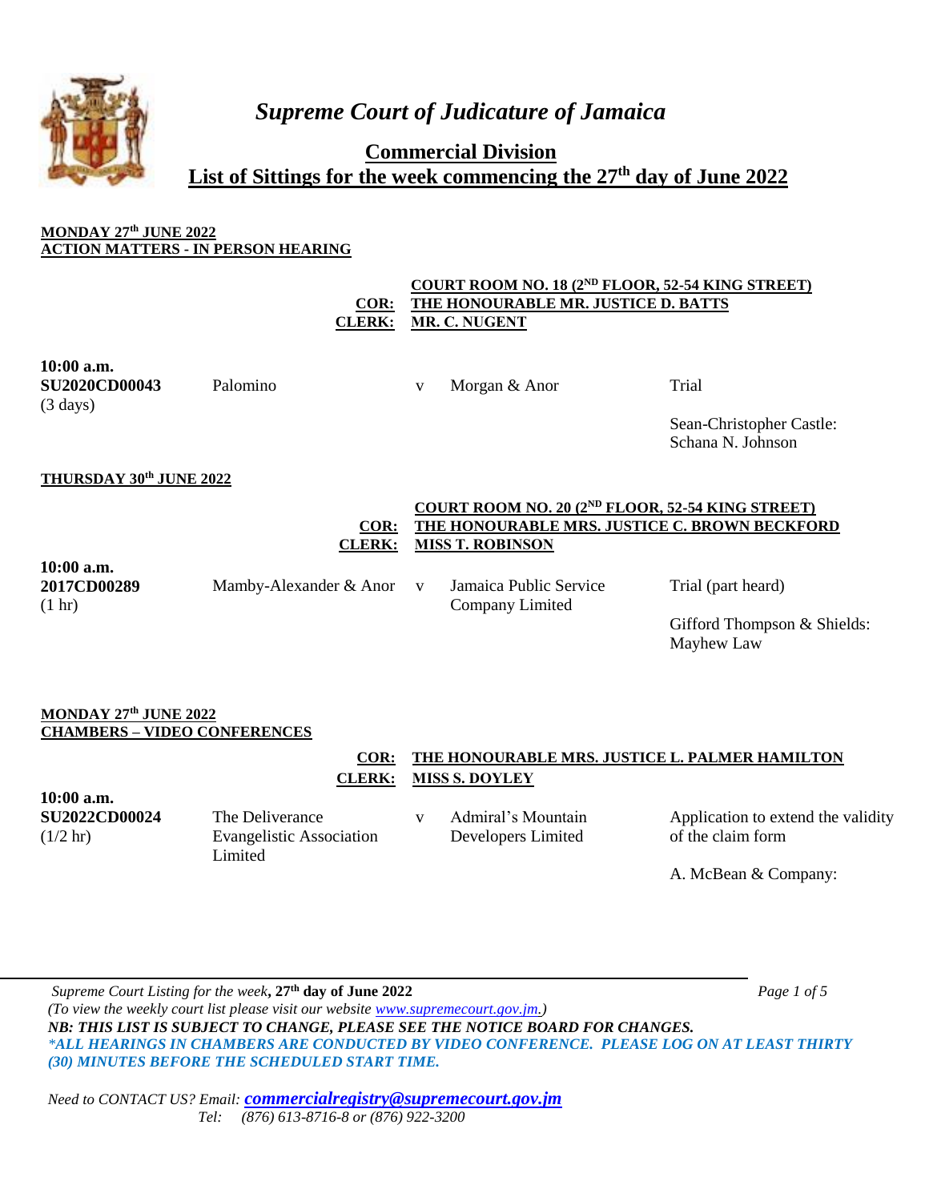# *Supreme Court of Judicature of Jamaica*

## Commercial Division

## List of Sittings for the week commencing the 27th day of June 2022

**MONDAY 27th JUNE 2022**
**ACTION MATTERS - IN PERSON HEARING**

**COURT ROOM NO. 18 (2ND FLOOR, 52-54 KING STREET)**
**COR: THE HONOURABLE MR. JUSTICE D. BATTS**
**CLERK: MR. C. NUGENT**

| | | | | |
|---|---|---|---|---|
| **10:00 a.m.**<br>**SU2020CD00043**<br>(3 days) | Palomino | v | Morgan & Anor | Trial<br><br>Sean-Christopher Castle:<br>Schana N. Johnson |

**THURSDAY 30th JUNE 2022**

**COURT ROOM NO. 20 (2ND FLOOR, 52-54 KING STREET)**
**COR: THE HONOURABLE MRS. JUSTICE C. BROWN BECKFORD**
**CLERK: MISS T. ROBINSON**

| | | | | |
|---|---|---|---|---|
| **10:00 a.m.**<br>**2017CD00289**<br>(1 hr) | Mamby-Alexander & Anor | v | Jamaica Public Service Company Limited | Trial (part heard)<br><br>Gifford Thompson & Shields:<br>Mayhew Law |

**MONDAY 27th JUNE 2022**
**CHAMBERS – VIDEO CONFERENCES**

**COR: THE HONOURABLE MRS. JUSTICE L. PALMER HAMILTON**
**CLERK: MISS S. DOYLEY**

| | | | | |
|---|---|---|---|---|
| **10:00 a.m.**<br>**SU2022CD00024**<br>(1/2 hr) | The Deliverance Evangelistic Association Limited | v | Admiral's Mountain Developers Limited | Application to extend the validity of the claim form<br><br>A. McBean & Company: |

*Supreme Court Listing for the week*, **27th day of June 2022**
*(To view the weekly court list please visit our website www.supremecourt.gov.jm.)*
***NB: THIS LIST IS SUBJECT TO CHANGE, PLEASE SEE THE NOTICE BOARD FOR CHANGES.***
***\*ALL HEARINGS IN CHAMBERS ARE CONDUCTED BY VIDEO CONFERENCE. PLEASE LOG ON AT LEAST THIRTY (30) MINUTES BEFORE THE SCHEDULED START TIME.***

*Need to CONTACT US? Email:* ***commercialregistry@supremecourt.gov.jm***
*Tel: (876) 613-8716-8 or (876) 922-3200*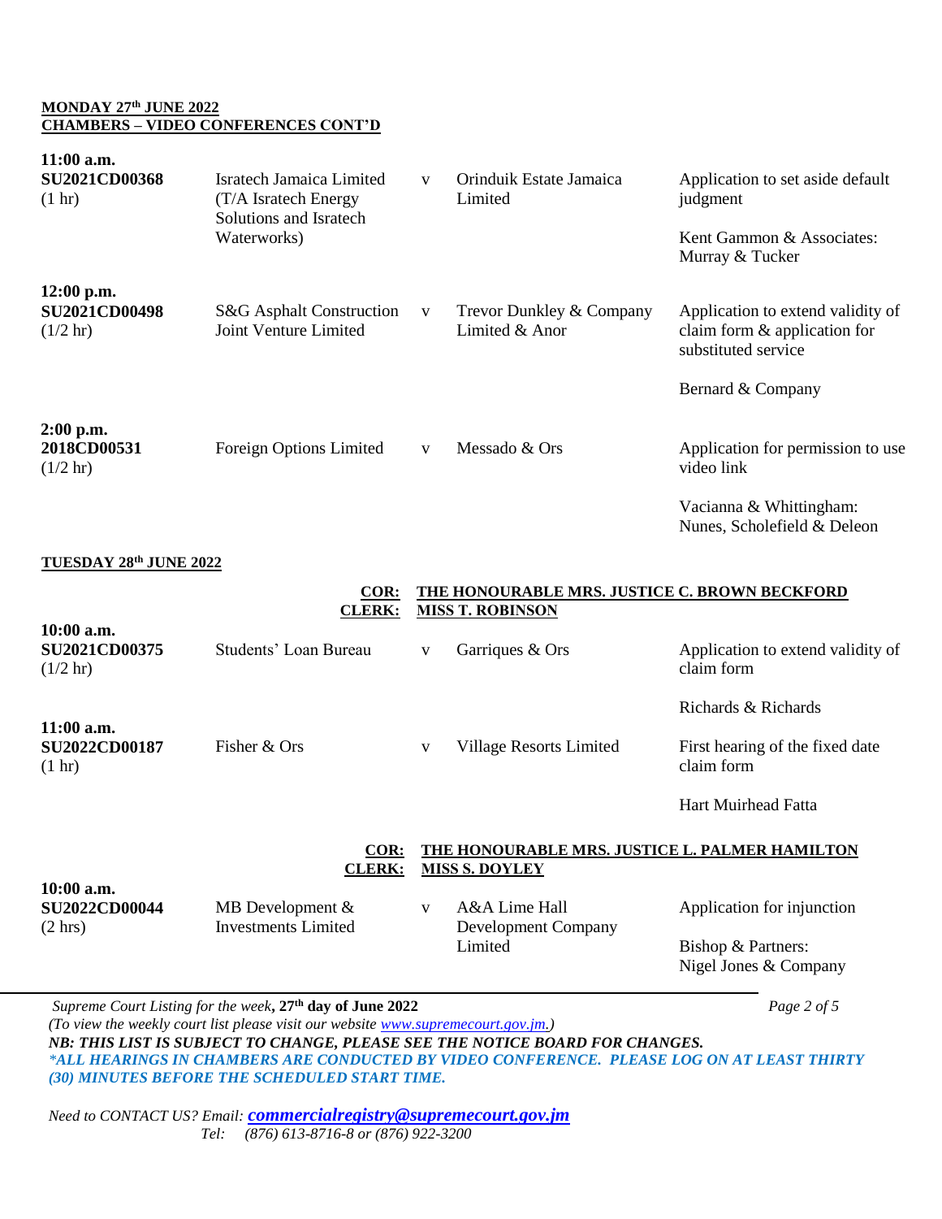**MONDAY 27th JUNE 2022**
**CHAMBERS – VIDEO CONFERENCES CONT'D**

| Time / Case | Claimant | | Defendant | Matter / Attorneys |
|---|---|---|---|---|
| **11:00 a.m.** **SU2021CD00368** (1 hr) | Isratech Jamaica Limited (T/A Isratech Energy Solutions and Isratech Waterworks) | v | Orinduik Estate Jamaica Limited | Application to set aside default judgment<br>Kent Gammon & Associates: Murray & Tucker |
| **12:00 p.m.** **SU2021CD00498** (1/2 hr) | S&G Asphalt Construction Joint Venture Limited | v | Trevor Dunkley & Company Limited & Anor | Application to extend validity of claim form & application for substituted service<br>Bernard & Company |
| **2:00 p.m.** **2018CD00531** (1/2 hr) | Foreign Options Limited | v | Messado & Ors | Application for permission to use video link<br>Vacianna & Whittingham: Nunes, Scholefield & Deleon |

**TUESDAY 28th JUNE 2022**

**COR: THE HONOURABLE MRS. JUSTICE C. BROWN BECKFORD**
**CLERK: MISS T. ROBINSON**

| Time / Case | Claimant | | Defendant | Matter / Attorneys |
|---|---|---|---|---|
| **10:00 a.m.** **SU2021CD00375** (1/2 hr) | Students' Loan Bureau | v | Garriques & Ors | Application to extend validity of claim form<br>Richards & Richards |
| **11:00 a.m.** **SU2022CD00187** (1 hr) | Fisher & Ors | v | Village Resorts Limited | First hearing of the fixed date claim form<br>Hart Muirhead Fatta |

**COR: THE HONOURABLE MRS. JUSTICE L. PALMER HAMILTON**
**CLERK: MISS S. DOYLEY**

| Time / Case | Claimant | | Defendant | Matter / Attorneys |
|---|---|---|---|---|
| **10:00 a.m.** **SU2022CD00044** (2 hrs) | MB Development & Investments Limited | v | A&A Lime Hall Development Company Limited | Application for injunction<br>Bishop & Partners: Nigel Jones & Company |

*Supreme Court Listing for the week*, **27th day of June 2022**
*(To view the weekly court list please visit our website www.supremecourt.gov.jm.)*
***NB: THIS LIST IS SUBJECT TO CHANGE, PLEASE SEE THE NOTICE BOARD FOR CHANGES.***
***\*ALL HEARINGS IN CHAMBERS ARE CONDUCTED BY VIDEO CONFERENCE. PLEASE LOG ON AT LEAST THIRTY (30) MINUTES BEFORE THE SCHEDULED START TIME.***

*Need to CONTACT US? Email:* ***commercialregistry@supremecourt.gov.jm***
*Tel: (876) 613-8716-8 or (876) 922-3200*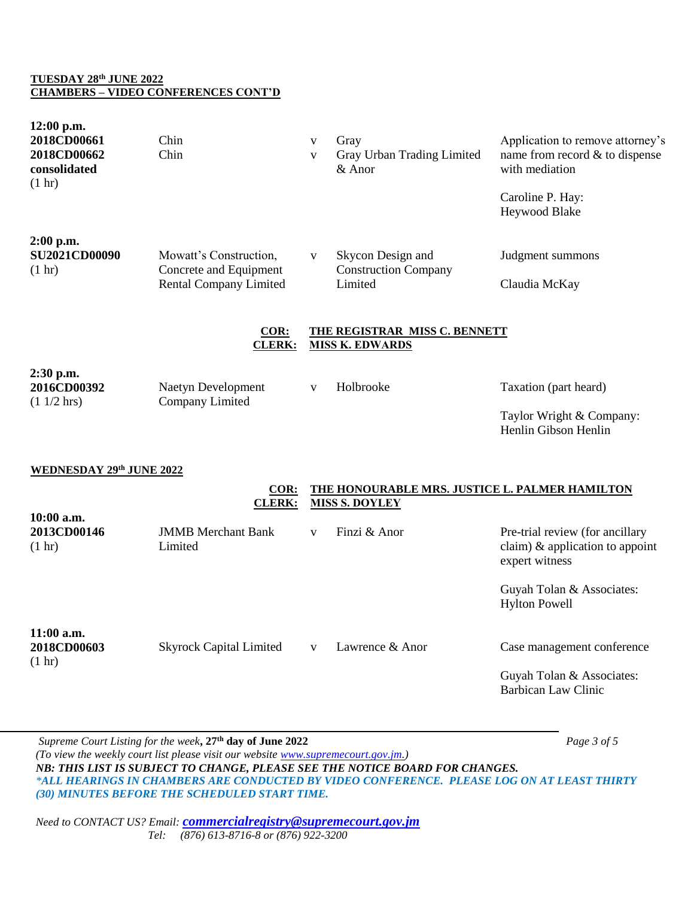**TUESDAY 28th JUNE 2022**
**CHAMBERS – VIDEO CONFERENCES CONT'D**

| | | | | |
|---|---|---|---|---|
| **12:00 p.m.**<br>**2018CD00661**<br>**2018CD00662**<br>**consolidated**<br>(1 hr) | Chin<br>Chin | v<br>v | Gray<br>Gray Urban Trading Limited & Anor | Application to remove attorney's name from record & to dispense with mediation<br><br>Caroline P. Hay:<br>Heywood Blake |
| **2:00 p.m.**<br>**SU2021CD00090**<br>(1 hr) | Mowatt's Construction, Concrete and Equipment Rental Company Limited | v | Skycon Design and Construction Company Limited | Judgment summons<br><br>Claudia McKay |

**COR: THE REGISTRAR MISS C. BENNETT**
**CLERK: MISS K. EDWARDS**

| | | | | |
|---|---|---|---|---|
| **2:30 p.m.**<br>**2016CD00392**<br>(1 1/2 hrs) | Naetyn Development Company Limited | v | Holbrooke | Taxation (part heard)<br><br>Taylor Wright & Company:<br>Henlin Gibson Henlin |

**WEDNESDAY 29th JUNE 2022**

**COR: THE HONOURABLE MRS. JUSTICE L. PALMER HAMILTON**
**CLERK: MISS S. DOYLEY**

| | | | | |
|---|---|---|---|---|
| **10:00 a.m.**<br>**2013CD00146**<br>(1 hr) | JMMB Merchant Bank Limited | v | Finzi & Anor | Pre-trial review (for ancillary claim) & application to appoint expert witness<br><br>Guyah Tolan & Associates:<br>Hylton Powell |
| **11:00 a.m.**<br>**2018CD00603**<br>(1 hr) | Skyrock Capital Limited | v | Lawrence & Anor | Case management conference<br><br>Guyah Tolan & Associates:<br>Barbican Law Clinic |

*Supreme Court Listing for the week*, **27th day of June 2022**
*(To view the weekly court list please visit our website www.supremecourt.gov.jm.)*
***NB: THIS LIST IS SUBJECT TO CHANGE, PLEASE SEE THE NOTICE BOARD FOR CHANGES.***
***\*ALL HEARINGS IN CHAMBERS ARE CONDUCTED BY VIDEO CONFERENCE. PLEASE LOG ON AT LEAST THIRTY (30) MINUTES BEFORE THE SCHEDULED START TIME.***

*Need to CONTACT US? Email:* ***commercialregistry@supremecourt.gov.jm***
*Tel: (876) 613-8716-8 or (876) 922-3200*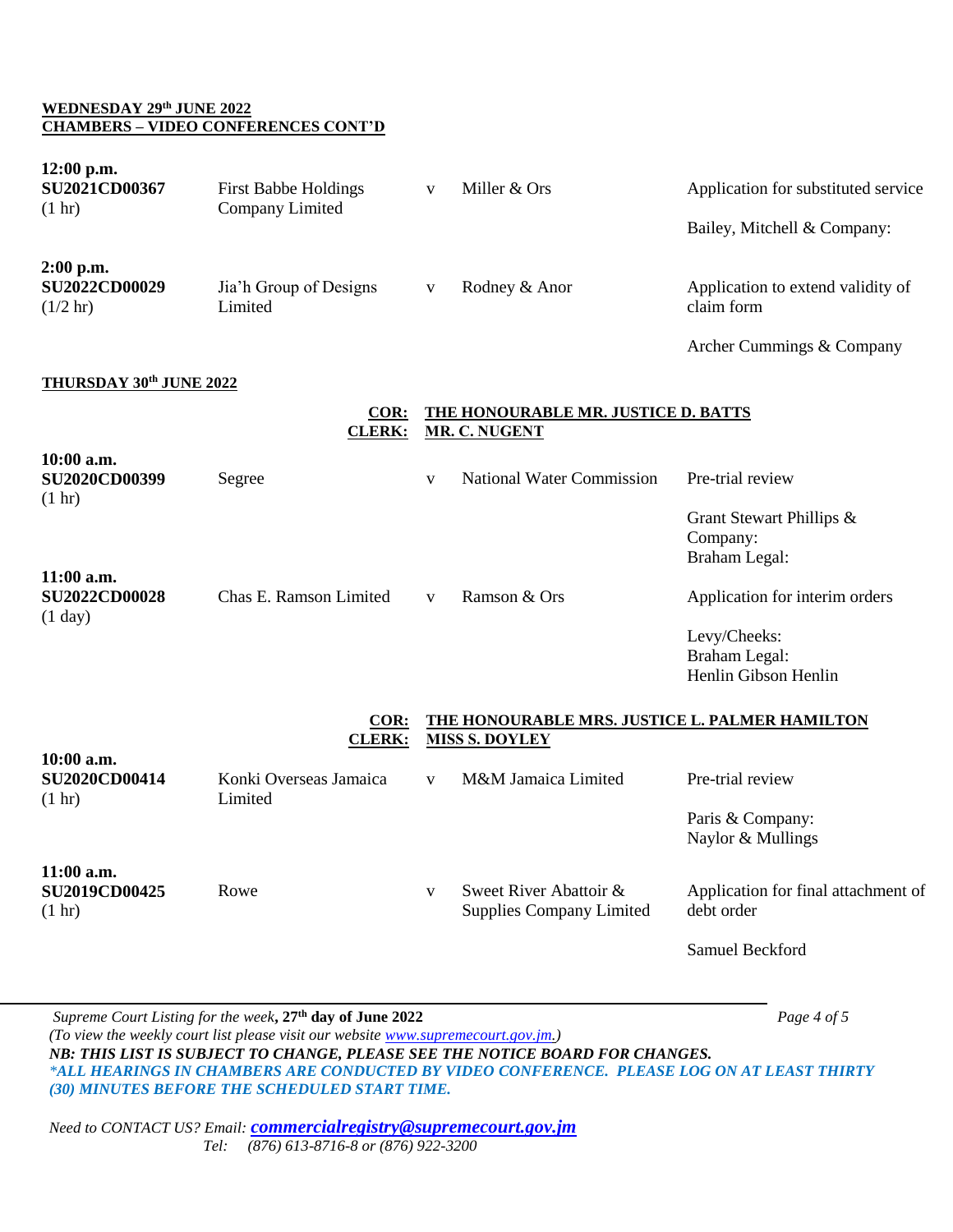**WEDNESDAY 29th JUNE 2022**
**CHAMBERS – VIDEO CONFERENCES CONT'D**

| Time / Suit No. | Claimant | | Defendant | Matter / Attorneys |
|---|---|---|---|---|
| **12:00 p.m.** **SU2021CD00367** (1 hr) | First Babbe Holdings Company Limited | v | Miller & Ors | Application for substituted service<br><br>Bailey, Mitchell & Company: |
| **2:00 p.m.** **SU2022CD00029** (1/2 hr) | Jia'h Group of Designs Limited | v | Rodney & Anor | Application to extend validity of claim form<br><br>Archer Cummings & Company |

**THURSDAY 30th JUNE 2022**

**COR: THE HONOURABLE MR. JUSTICE D. BATTS**
**CLERK: MR. C. NUGENT**

| Time / Suit No. | Claimant | | Defendant | Matter / Attorneys |
|---|---|---|---|---|
| **10:00 a.m.** **SU2020CD00399** (1 hr) | Segree | v | National Water Commission | Pre-trial review<br><br>Grant Stewart Phillips & Company:<br>Braham Legal: |
| **11:00 a.m.** **SU2022CD00028** (1 day) | Chas E. Ramson Limited | v | Ramson & Ors | Application for interim orders<br><br>Levy/Cheeks:<br>Braham Legal:<br>Henlin Gibson Henlin |

**COR: THE HONOURABLE MRS. JUSTICE L. PALMER HAMILTON**
**CLERK: MISS S. DOYLEY**

| Time / Suit No. | Claimant | | Defendant | Matter / Attorneys |
|---|---|---|---|---|
| **10:00 a.m.** **SU2020CD00414** (1 hr) | Konki Overseas Jamaica Limited | v | M&M Jamaica Limited | Pre-trial review<br><br>Paris & Company:<br>Naylor & Mullings |
| **11:00 a.m.** **SU2019CD00425** (1 hr) | Rowe | v | Sweet River Abattoir & Supplies Company Limited | Application for final attachment of debt order<br><br>Samuel Beckford |

*Supreme Court Listing for the week*, **27th day of June 2022**
*(To view the weekly court list please visit our website www.supremecourt.gov.jm.)*
***NB: THIS LIST IS SUBJECT TO CHANGE, PLEASE SEE THE NOTICE BOARD FOR CHANGES.***
****ALL HEARINGS IN CHAMBERS ARE CONDUCTED BY VIDEO CONFERENCE. PLEASE LOG ON AT LEAST THIRTY (30) MINUTES BEFORE THE SCHEDULED START TIME.***

*Need to CONTACT US? Email:* ***commercialregistry@supremecourt.gov.jm***
*Tel: (876) 613-8716-8 or (876) 922-3200*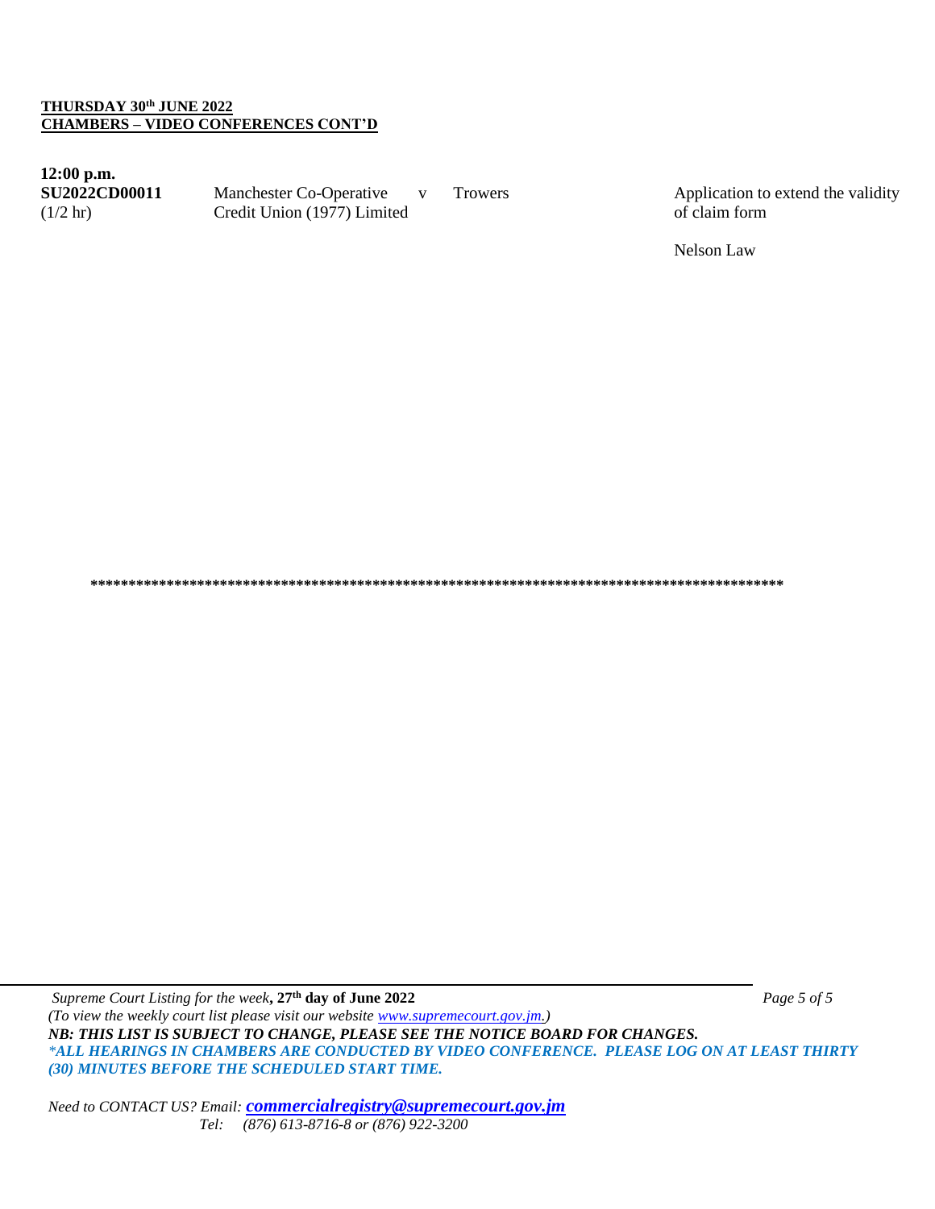**THURSDAY 30th JUNE 2022**
**CHAMBERS – VIDEO CONFERENCES CONT'D**

**12:00 p.m.**

| | | | | |
|---|---|---|---|---|
| **SU2022CD00011** (1/2 hr) | Manchester Co-Operative Credit Union (1977) Limited | v | Trowers | Application to extend the validity of claim form<br><br>Nelson Law |

*****************************************************************************************

*Supreme Court Listing for the week*, **27th day of June 2022**

*(To view the weekly court list please visit our website www.supremecourt.gov.jm.)*

***NB: THIS LIST IS SUBJECT TO CHANGE, PLEASE SEE THE NOTICE BOARD FOR CHANGES.***

****ALL HEARINGS IN CHAMBERS ARE CONDUCTED BY VIDEO CONFERENCE. PLEASE LOG ON AT LEAST THIRTY (30) MINUTES BEFORE THE SCHEDULED START TIME.***

*Need to CONTACT US? Email:* ***commercialregistry@supremecourt.gov.jm***
*Tel: (876) 613-8716-8 or (876) 922-3200*